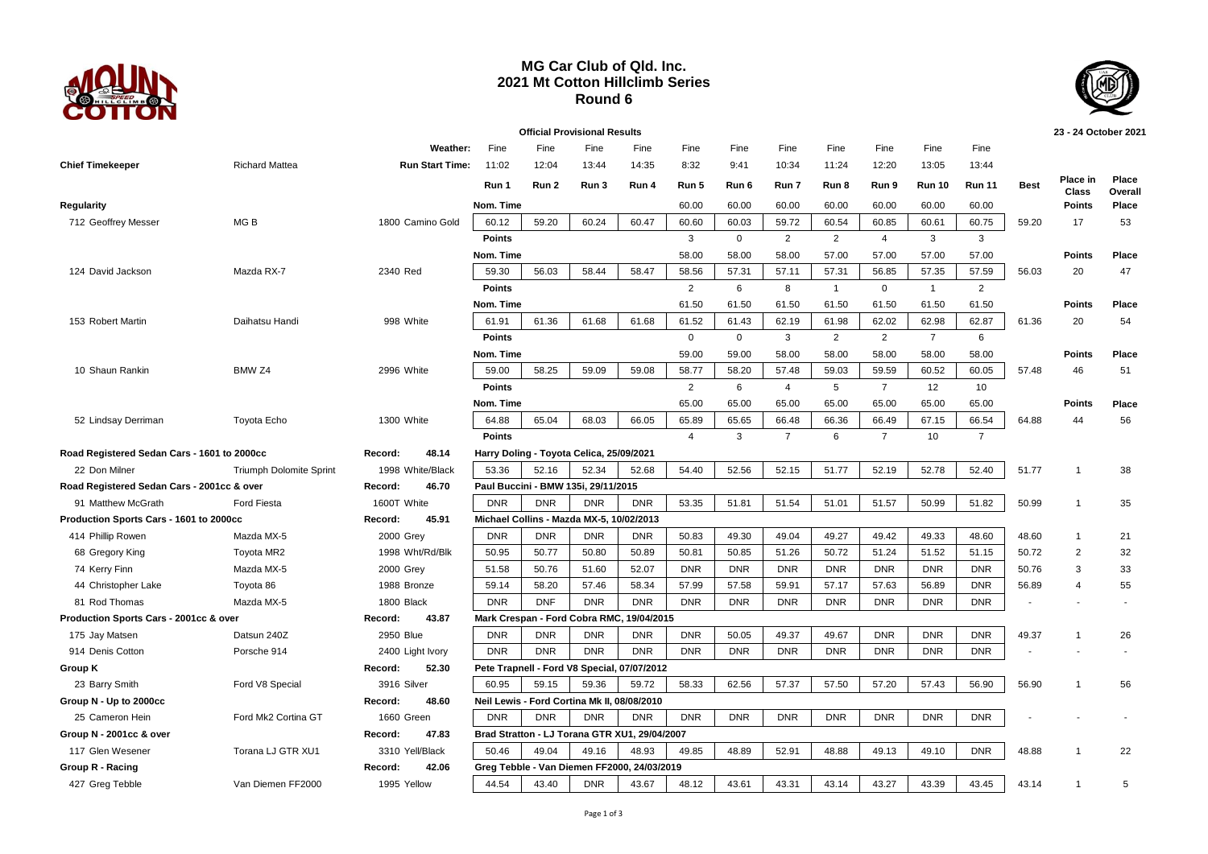# MG Car Club of Qld. Inc.
## 2021 Mt Cotton Hillclimb Series
## Round 6

**Official Provisional Results** — 23 - 24 October 2021

| | | | | | | | | | | | | | | | | | |
|---|---|---|---|---|---|---|---|---|---|---|---|---|---|---|---|---|---|
| | | Weather: | Fine | Fine | Fine | Fine | Fine | Fine | Fine | Fine | Fine | Fine | Fine | | | |
| **Chief Timekeeper** | Richard Mattea | **Run Start Time:** | 11:02 | 12:04 | 13:44 | 14:35 | 8:32 | 9:41 | 10:34 | 11:24 | 12:20 | 13:05 | 13:44 | | | |
| | | | **Run 1** | **Run 2** | **Run 3** | **Run 4** | **Run 5** | **Run 6** | **Run 7** | **Run 8** | **Run 9** | **Run 10** | **Run 11** | **Best** | **Place in Class** | **Place Overall** |
| **Regularity** | | | **Nom. Time** | | | | 60.00 | 60.00 | 60.00 | 60.00 | 60.00 | 60.00 | 60.00 | | **Points** | **Place** |
| 712 Geoffrey Messer | MG B | 1800 Camino Gold | 60.12 | 59.20 | 60.24 | 60.47 | 60.60 | 60.03 | 59.72 | 60.54 | 60.85 | 60.61 | 60.75 | 59.20 | 17 | 53 |
| | | | **Points** | | | | 3 | 0 | 2 | 2 | 4 | 3 | 3 | | | |
| | | | **Nom. Time** | | | | 58.00 | 58.00 | 58.00 | 57.00 | 57.00 | 57.00 | 57.00 | | **Points** | **Place** |
| 124 David Jackson | Mazda RX-7 | 2340 Red | 59.30 | 56.03 | 58.44 | 58.47 | 58.56 | 57.31 | 57.11 | 57.31 | 56.85 | 57.35 | 57.59 | 56.03 | 20 | 47 |
| | | | **Points** | | | | 2 | 6 | 8 | 1 | 0 | 1 | 2 | | | |
| | | | **Nom. Time** | | | | 61.50 | 61.50 | 61.50 | 61.50 | 61.50 | 61.50 | 61.50 | | **Points** | **Place** |
| 153 Robert Martin | Daihatsu Handi | 998 White | 61.91 | 61.36 | 61.68 | 61.68 | 61.52 | 61.43 | 62.19 | 61.98 | 62.02 | 62.98 | 62.87 | 61.36 | 20 | 54 |
| | | | **Points** | | | | 0 | 0 | 3 | 2 | 2 | 7 | 6 | | | |
| | | | **Nom. Time** | | | | 59.00 | 59.00 | 58.00 | 58.00 | 58.00 | 58.00 | 58.00 | | **Points** | **Place** |
| 10 Shaun Rankin | BMW Z4 | 2996 White | 59.00 | 58.25 | 59.09 | 59.08 | 58.77 | 58.20 | 57.48 | 59.03 | 59.59 | 60.52 | 60.05 | 57.48 | 46 | 51 |
| | | | **Points** | | | | 2 | 6 | 4 | 5 | 7 | 12 | 10 | | | |
| | | | **Nom. Time** | | | | 65.00 | 65.00 | 65.00 | 65.00 | 65.00 | 65.00 | 65.00 | | **Points** | **Place** |
| 52 Lindsay Derriman | Toyota Echo | 1300 White | 64.88 | 65.04 | 68.03 | 66.05 | 65.89 | 65.65 | 66.48 | 66.36 | 66.49 | 67.15 | 66.54 | 64.88 | 44 | 56 |
| | | | **Points** | | | | 4 | 3 | 7 | 6 | 7 | 10 | 7 | | | |
| **Road Registered Sedan Cars - 1601 to 2000cc** | | **Record: 48.14** | Harry Doling - Toyota Celica, 25/09/2021 | | | | | | | | | | | | | |
| 22 Don Milner | Triumph Dolomite Sprint | 1998 White/Black | 53.36 | 52.16 | 52.34 | 52.68 | 54.40 | 52.56 | 52.15 | 51.77 | 52.19 | 52.78 | 52.40 | 51.77 | 1 | 38 |
| **Road Registered Sedan Cars - 2001cc & over** | | **Record: 46.70** | Paul Buccini - BMW 135i, 29/11/2015 | | | | | | | | | | | | | |
| 91 Matthew McGrath | Ford Fiesta | 1600T White | DNR | DNR | DNR | DNR | 53.35 | 51.81 | 51.54 | 51.01 | 51.57 | 50.99 | 51.82 | 50.99 | 1 | 35 |
| **Production Sports Cars - 1601 to 2000cc** | | **Record: 45.91** | Michael Collins - Mazda MX-5, 10/02/2013 | | | | | | | | | | | | | |
| 414 Phillip Rowen | Mazda MX-5 | 2000 Grey | DNR | DNR | DNR | DNR | 50.83 | 49.30 | 49.04 | 49.27 | 49.42 | 49.33 | 48.60 | 48.60 | 1 | 21 |
| 68 Gregory King | Toyota MR2 | 1998 Wht/Rd/Blk | 50.95 | 50.77 | 50.80 | 50.89 | 50.81 | 50.85 | 51.26 | 50.72 | 51.24 | 51.52 | 51.15 | 50.72 | 2 | 32 |
| 74 Kerry Finn | Mazda MX-5 | 2000 Grey | 51.58 | 50.76 | 51.60 | 52.07 | DNR | DNR | DNR | DNR | DNR | DNR | DNR | 50.76 | 3 | 33 |
| 44 Christopher Lake | Toyota 86 | 1988 Bronze | 59.14 | 58.20 | 57.46 | 58.34 | 57.99 | 57.58 | 59.91 | 57.17 | 57.63 | 56.89 | DNR | 56.89 | 4 | 55 |
| 81 Rod Thomas | Mazda MX-5 | 1800 Black | DNR | DNF | DNR | DNR | DNR | DNR | DNR | DNR | DNR | DNR | DNR | - | - | - |
| **Production Sports Cars - 2001cc & over** | | **Record: 43.87** | Mark Crespan - Ford Cobra RMC, 19/04/2015 | | | | | | | | | | | | | |
| 175 Jay Matsen | Datsun 240Z | 2950 Blue | DNR | DNR | DNR | DNR | DNR | 50.05 | 49.37 | 49.67 | DNR | DNR | DNR | 49.37 | 1 | 26 |
| 914 Denis Cotton | Porsche 914 | 2400 Light Ivory | DNR | DNR | DNR | DNR | DNR | DNR | DNR | DNR | DNR | DNR | DNR | - | - | - |
| **Group K** | | **Record: 52.30** | Pete Trapnell - Ford V8 Special, 07/07/2012 | | | | | | | | | | | | | |
| 23 Barry Smith | Ford V8 Special | 3916 Silver | 60.95 | 59.15 | 59.36 | 59.72 | 58.33 | 62.56 | 57.37 | 57.50 | 57.20 | 57.43 | 56.90 | 56.90 | 1 | 56 |
| **Group N - Up to 2000cc** | | **Record: 48.60** | Neil Lewis - Ford Cortina Mk II, 08/08/2010 | | | | | | | | | | | | | |
| 25 Cameron Hein | Ford Mk2 Cortina GT | 1660 Green | DNR | DNR | DNR | DNR | DNR | DNR | DNR | DNR | DNR | DNR | DNR | - | - | - |
| **Group N - 2001cc & over** | | **Record: 47.83** | Brad Stratton - LJ Torana GTR XU1, 29/04/2007 | | | | | | | | | | | | | |
| 117 Glen Wesener | Torana LJ GTR XU1 | 3310 Yell/Black | 50.46 | 49.04 | 49.16 | 48.93 | 49.85 | 48.89 | 52.91 | 48.88 | 49.13 | 49.10 | DNR | 48.88 | 1 | 22 |
| **Group R - Racing** | | **Record: 42.06** | Greg Tebble - Van Diemen FF2000, 24/03/2019 | | | | | | | | | | | | | |
| 427 Greg Tebble | Van Diemen FF2000 | 1995 Yellow | 44.54 | 43.40 | DNR | 43.67 | 48.12 | 43.61 | 43.31 | 43.14 | 43.27 | 43.39 | 43.45 | 43.14 | 1 | 5 |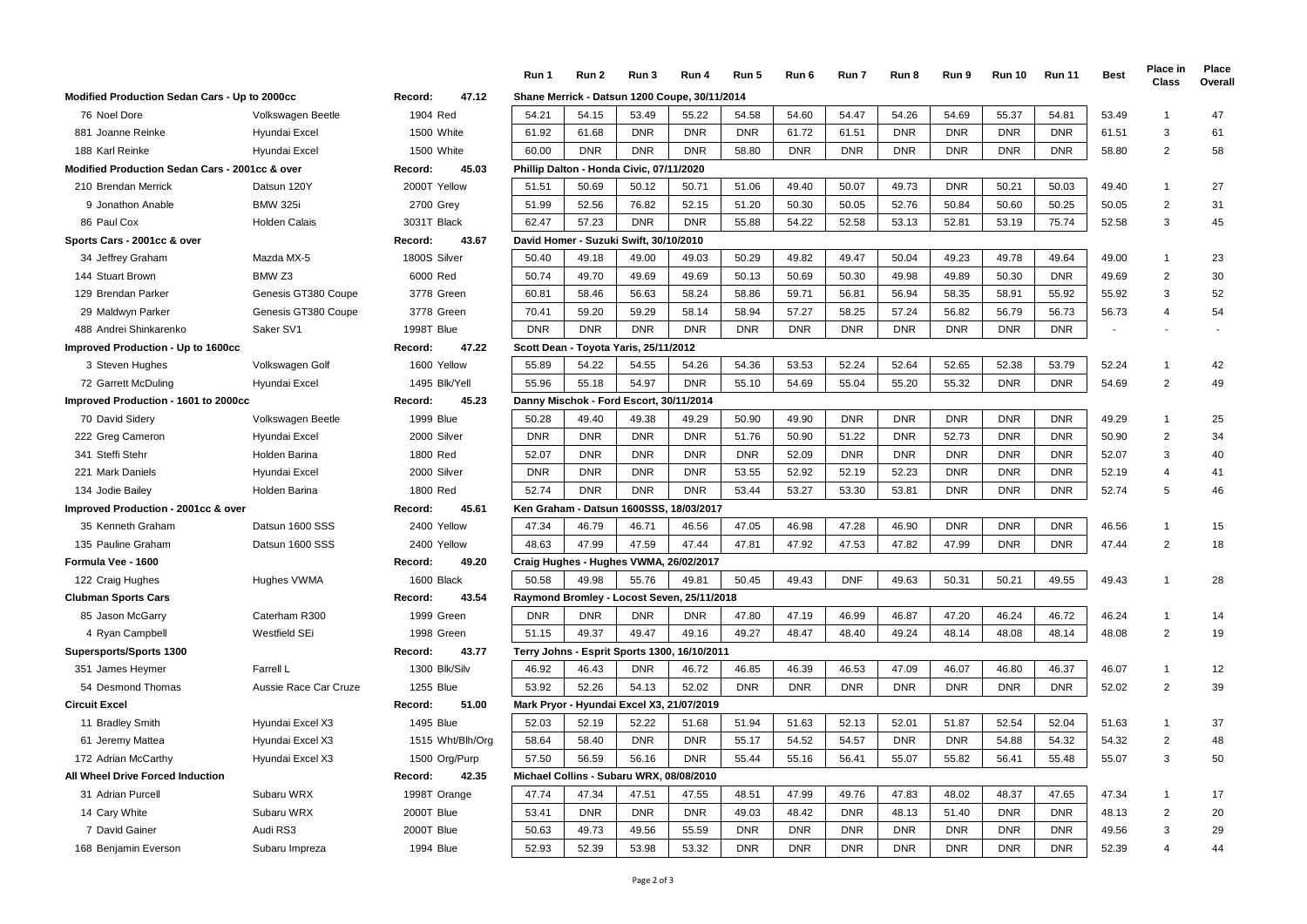| | | | | Run 1 | Run 2 | Run 3 | Run 4 | Run 5 | Run 6 | Run 7 | Run 8 | Run 9 | Run 10 | Run 11 | Best | Place in Class | Place Overall |
|---|---|---|---|---|---|---|---|---|---|---|---|---|---|---|---|---|---|
| **Modified Production Sedan Cars - Up to 2000cc** | | Record: | 47.12 | Shane Merrick - Datsun 1200 Coupe, 30/11/2014 | | | | | | | | | | | | | |
| 76 Noel Dore | Volkswagen Beetle | 1904 Red | | 54.21 | 54.15 | 53.49 | 55.22 | 54.58 | 54.60 | 54.47 | 54.26 | 54.69 | 55.37 | 54.81 | 53.49 | 1 | 47 |
| 881 Joanne Reinke | Hyundai Excel | 1500 White | | 61.92 | 61.68 | DNR | DNR | DNR | 61.72 | 61.51 | DNR | DNR | DNR | DNR | 61.51 | 3 | 61 |
| 188 Karl Reinke | Hyundai Excel | 1500 White | | 60.00 | DNR | DNR | DNR | 58.80 | DNR | DNR | DNR | DNR | DNR | DNR | 58.80 | 2 | 58 |
| **Modified Production Sedan Cars - 2001cc & over** | | Record: | 45.03 | Phillip Dalton - Honda Civic, 07/11/2020 | | | | | | | | | | | | | |
| 210 Brendan Merrick | Datsun 120Y | 2000T Yellow | | 51.51 | 50.69 | 50.12 | 50.71 | 51.06 | 49.40 | 50.07 | 49.73 | DNR | 50.21 | 50.03 | 49.40 | 1 | 27 |
| 9 Jonathon Anable | BMW 325i | 2700 Grey | | 51.99 | 52.56 | 76.82 | 52.15 | 51.20 | 50.30 | 50.05 | 52.76 | 50.84 | 50.60 | 50.25 | 50.05 | 2 | 31 |
| 86 Paul Cox | Holden Calais | 3031T Black | | 62.47 | 57.23 | DNR | DNR | 55.88 | 54.22 | 52.58 | 53.13 | 52.81 | 53.19 | 75.74 | 52.58 | 3 | 45 |
| **Sports Cars - 2001cc & over** | | Record: | 43.67 | David Homer - Suzuki Swift, 30/10/2010 | | | | | | | | | | | | | |
| 34 Jeffrey Graham | Mazda MX-5 | 1800S Silver | | 50.40 | 49.18 | 49.00 | 49.03 | 50.29 | 49.82 | 49.47 | 50.04 | 49.23 | 49.78 | 49.64 | 49.00 | 1 | 23 |
| 144 Stuart Brown | BMW Z3 | 6000 Red | | 50.74 | 49.70 | 49.69 | 49.69 | 50.13 | 50.69 | 50.30 | 49.98 | 49.89 | 50.30 | DNR | 49.69 | 2 | 30 |
| 129 Brendan Parker | Genesis GT380 Coupe | 3778 Green | | 60.81 | 58.46 | 56.63 | 58.24 | 58.86 | 59.71 | 56.81 | 56.94 | 58.35 | 58.91 | 55.92 | 55.92 | 3 | 52 |
| 29 Maldwyn Parker | Genesis GT380 Coupe | 3778 Green | | 70.41 | 59.20 | 59.29 | 58.14 | 58.94 | 57.27 | 58.25 | 57.24 | 56.82 | 56.79 | 56.73 | 56.73 | 4 | 54 |
| 488 Andrei Shinkarenko | Saker SV1 | 1998T Blue | | DNR | DNR | DNR | DNR | DNR | DNR | DNR | DNR | DNR | DNR | DNR | - | - | - |
| **Improved Production - Up to 1600cc** | | Record: | 47.22 | Scott Dean - Toyota Yaris, 25/11/2012 | | | | | | | | | | | | | |
| 3 Steven Hughes | Volkswagen Golf | 1600 Yellow | | 55.89 | 54.22 | 54.55 | 54.26 | 54.36 | 53.53 | 52.24 | 52.64 | 52.65 | 52.38 | 53.79 | 52.24 | 1 | 42 |
| 72 Garrett McDuling | Hyundai Excel | 1495 Blk/Yell | | 55.96 | 55.18 | 54.97 | DNR | 55.10 | 54.69 | 55.04 | 55.20 | 55.32 | DNR | DNR | 54.69 | 2 | 49 |
| **Improved Production - 1601 to 2000cc** | | Record: | 45.23 | Danny Mischok - Ford Escort, 30/11/2014 | | | | | | | | | | | | | |
| 70 David Sidery | Volkswagen Beetle | 1999 Blue | | 50.28 | 49.40 | 49.38 | 49.29 | 50.90 | 49.90 | DNR | DNR | DNR | DNR | DNR | 49.29 | 1 | 25 |
| 222 Greg Cameron | Hyundai Excel | 2000 Silver | | DNR | DNR | DNR | DNR | 51.76 | 50.90 | 51.22 | DNR | 52.73 | DNR | DNR | 50.90 | 2 | 34 |
| 341 Steffi Stehr | Holden Barina | 1800 Red | | 52.07 | DNR | DNR | DNR | DNR | 52.09 | DNR | DNR | DNR | DNR | DNR | 52.07 | 3 | 40 |
| 221 Mark Daniels | Hyundai Excel | 2000 Silver | | DNR | DNR | DNR | DNR | 53.55 | 52.92 | 52.19 | 52.23 | DNR | DNR | DNR | 52.19 | 4 | 41 |
| 134 Jodie Bailey | Holden Barina | 1800 Red | | 52.74 | DNR | DNR | DNR | 53.44 | 53.27 | 53.30 | 53.81 | DNR | DNR | DNR | 52.74 | 5 | 46 |
| **Improved Production - 2001cc & over** | | Record: | 45.61 | Ken Graham - Datsun 1600SSS, 18/03/2017 | | | | | | | | | | | | | |
| 35 Kenneth Graham | Datsun 1600 SSS | 2400 Yellow | | 47.34 | 46.79 | 46.71 | 46.56 | 47.05 | 46.98 | 47.28 | 46.90 | DNR | DNR | DNR | 46.56 | 1 | 15 |
| 135 Pauline Graham | Datsun 1600 SSS | 2400 Yellow | | 48.63 | 47.99 | 47.59 | 47.44 | 47.81 | 47.92 | 47.53 | 47.82 | 47.99 | DNR | DNR | 47.44 | 2 | 18 |
| **Formula Vee - 1600** | | Record: | 49.20 | Craig Hughes - Hughes VWMA, 26/02/2017 | | | | | | | | | | | | | |
| 122 Craig Hughes | Hughes VWMA | 1600 Black | | 50.58 | 49.98 | 55.76 | 49.81 | 50.45 | 49.43 | DNF | 49.63 | 50.31 | 50.21 | 49.55 | 49.43 | 1 | 28 |
| **Clubman Sports Cars** | | Record: | 43.54 | Raymond Bromley - Locost Seven, 25/11/2018 | | | | | | | | | | | | | |
| 85 Jason McGarry | Caterham R300 | 1999 Green | | DNR | DNR | DNR | DNR | 47.80 | 47.19 | 46.99 | 46.87 | 47.20 | 46.24 | 46.72 | 46.24 | 1 | 14 |
| 4 Ryan Campbell | Westfield SEi | 1998 Green | | 51.15 | 49.37 | 49.47 | 49.16 | 49.27 | 48.47 | 48.40 | 49.24 | 48.14 | 48.08 | 48.14 | 48.08 | 2 | 19 |
| **Supersports/Sports 1300** | | Record: | 43.77 | Terry Johns - Esprit Sports 1300, 16/10/2011 | | | | | | | | | | | | | |
| 351 James Heymer | Farrell L | 1300 Blk/Silv | | 46.92 | 46.43 | DNR | 46.72 | 46.85 | 46.39 | 46.53 | 47.09 | 46.07 | 46.80 | 46.37 | 46.07 | 1 | 12 |
| 54 Desmond Thomas | Aussie Race Car Cruze | 1255 Blue | | 53.92 | 52.26 | 54.13 | 52.02 | DNR | DNR | DNR | DNR | DNR | DNR | DNR | 52.02 | 2 | 39 |
| **Circuit Excel** | | Record: | 51.00 | Mark Pryor - Hyundai Excel X3, 21/07/2019 | | | | | | | | | | | | | |
| 11 Bradley Smith | Hyundai Excel X3 | 1495 Blue | | 52.03 | 52.19 | 52.22 | 51.68 | 51.94 | 51.63 | 52.13 | 52.01 | 51.87 | 52.54 | 52.04 | 51.63 | 1 | 37 |
| 61 Jeremy Mattea | Hyundai Excel X3 | 1515 Wht/Blh/Org | | 58.64 | 58.40 | DNR | DNR | 55.17 | 54.52 | 54.57 | DNR | DNR | 54.88 | 54.32 | 54.32 | 2 | 48 |
| 172 Adrian McCarthy | Hyundai Excel X3 | 1500 Org/Purp | | 57.50 | 56.59 | 56.16 | DNR | 55.44 | 55.16 | 56.41 | 55.07 | 55.82 | 56.41 | 55.48 | 55.07 | 3 | 50 |
| **All Wheel Drive Forced Induction** | | Record: | 42.35 | Michael Collins - Subaru WRX, 08/08/2010 | | | | | | | | | | | | | |
| 31 Adrian Purcell | Subaru WRX | 1998T Orange | | 47.74 | 47.34 | 47.51 | 47.55 | 48.51 | 47.99 | 49.76 | 47.83 | 48.02 | 48.37 | 47.65 | 47.34 | 1 | 17 |
| 14 Cary White | Subaru WRX | 2000T Blue | | 53.41 | DNR | DNR | DNR | 49.03 | 48.42 | DNR | 48.13 | 51.40 | DNR | DNR | 48.13 | 2 | 20 |
| 7 David Gainer | Audi RS3 | 2000T Blue | | 50.63 | 49.73 | 49.56 | 55.59 | DNR | DNR | DNR | DNR | DNR | DNR | DNR | 49.56 | 3 | 29 |
| 168 Benjamin Everson | Subaru Impreza | 1994 Blue | | 52.93 | 52.39 | 53.98 | 53.32 | DNR | DNR | DNR | DNR | DNR | DNR | DNR | 52.39 | 4 | 44 |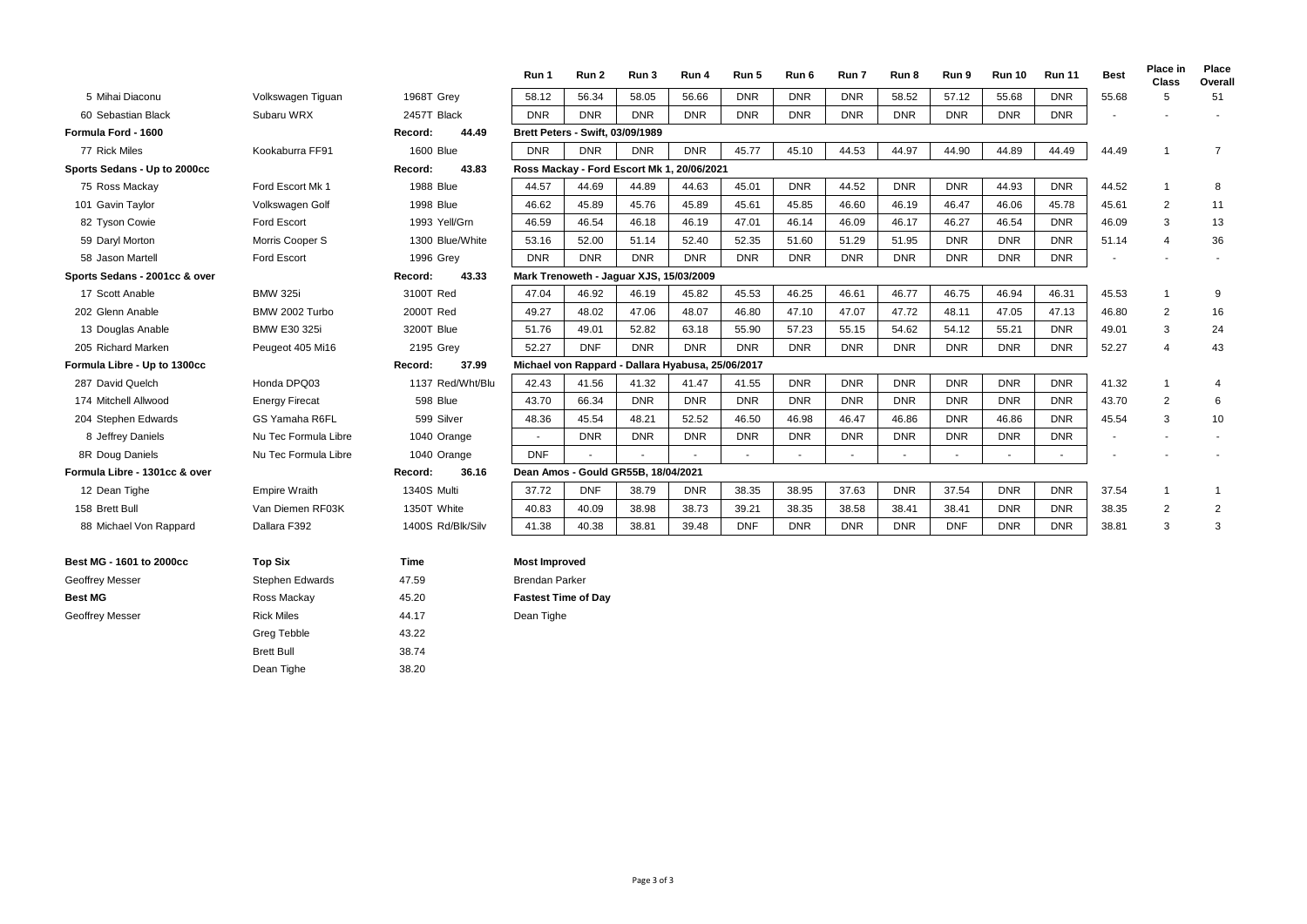| | | | Run 1 | Run 2 | Run 3 | Run 4 | Run 5 | Run 6 | Run 7 | Run 8 | Run 9 | Run 10 | Run 11 | Best | Place in Class | Place Overall |
|---|---|---|---|---|---|---|---|---|---|---|---|---|---|---|---|---|---|
| 5 Mihai Diaconu | Volkswagen Tiguan | 1968T Grey | 58.12 | 56.34 | 58.05 | 56.66 | DNR | DNR | DNR | 58.52 | 57.12 | 55.68 | DNR | 55.68 | 5 | 51 |
| 60 Sebastian Black | Subaru WRX | 2457T Black | DNR | DNR | DNR | DNR | DNR | DNR | DNR | DNR | DNR | DNR | DNR | - | - | - |
| **Formula Ford - 1600** | | **Record: 44.49** | **Brett Peters - Swift, 03/09/1989** | | | | | | | | | | | | | |
| 77 Rick Miles | Kookaburra FF91 | 1600 Blue | DNR | DNR | DNR | DNR | 45.77 | 45.10 | 44.53 | 44.97 | 44.90 | 44.89 | 44.49 | 44.49 | 1 | 7 |
| **Sports Sedans - Up to 2000cc** | | **Record: 43.83** | **Ross Mackay - Ford Escort Mk 1, 20/06/2021** | | | | | | | | | | | | | |
| 75 Ross Mackay | Ford Escort Mk 1 | 1988 Blue | 44.57 | 44.69 | 44.89 | 44.63 | 45.01 | DNR | 44.52 | DNR | DNR | 44.93 | DNR | 44.52 | 1 | 8 |
| 101 Gavin Taylor | Volkswagen Golf | 1998 Blue | 46.62 | 45.89 | 45.76 | 45.89 | 45.61 | 45.85 | 46.60 | 46.19 | 46.47 | 46.06 | 45.78 | 45.61 | 2 | 11 |
| 82 Tyson Cowie | Ford Escort | 1993 Yell/Grn | 46.59 | 46.54 | 46.18 | 46.19 | 47.01 | 46.14 | 46.09 | 46.17 | 46.27 | 46.54 | DNR | 46.09 | 3 | 13 |
| 59 Daryl Morton | Morris Cooper S | 1300 Blue/White | 53.16 | 52.00 | 51.14 | 52.40 | 52.35 | 51.60 | 51.29 | 51.95 | DNR | DNR | DNR | 51.14 | 4 | 36 |
| 58 Jason Martell | Ford Escort | 1996 Grey | DNR | DNR | DNR | DNR | DNR | DNR | DNR | DNR | DNR | DNR | DNR | - | - | - |
| **Sports Sedans - 2001cc & over** | | **Record: 43.33** | **Mark Trenoweth - Jaguar XJS, 15/03/2009** | | | | | | | | | | | | | |
| 17 Scott Anable | BMW 325i | 3100T Red | 47.04 | 46.92 | 46.19 | 45.82 | 45.53 | 46.25 | 46.61 | 46.77 | 46.75 | 46.94 | 46.31 | 45.53 | 1 | 9 |
| 202 Glenn Anable | BMW 2002 Turbo | 2000T Red | 49.27 | 48.02 | 47.06 | 48.07 | 46.80 | 47.10 | 47.07 | 47.72 | 48.11 | 47.05 | 47.13 | 46.80 | 2 | 16 |
| 13 Douglas Anable | BMW E30 325i | 3200T Blue | 51.76 | 49.01 | 52.82 | 63.18 | 55.90 | 57.23 | 55.15 | 54.62 | 54.12 | 55.21 | DNR | 49.01 | 3 | 24 |
| 205 Richard Marken | Peugeot 405 Mi16 | 2195 Grey | 52.27 | DNF | DNR | DNR | DNR | DNR | DNR | DNR | DNR | DNR | DNR | 52.27 | 4 | 43 |
| **Formula Libre - Up to 1300cc** | | **Record: 37.99** | **Michael von Rappard - Dallara Hyabusa, 25/06/2017** | | | | | | | | | | | | | |
| 287 David Quelch | Honda DPQ03 | 1137 Red/Wht/Blu | 42.43 | 41.56 | 41.32 | 41.47 | 41.55 | DNR | DNR | DNR | DNR | DNR | DNR | 41.32 | 1 | 4 |
| 174 Mitchell Allwood | Energy Firecat | 598 Blue | 43.70 | 66.34 | DNR | DNR | DNR | DNR | DNR | DNR | DNR | DNR | DNR | 43.70 | 2 | 6 |
| 204 Stephen Edwards | GS Yamaha R6FL | 599 Silver | 48.36 | 45.54 | 48.21 | 52.52 | 46.50 | 46.98 | 46.47 | 46.86 | DNR | 46.86 | DNR | 45.54 | 3 | 10 |
| 8 Jeffrey Daniels | Nu Tec Formula Libre | 1040 Orange | - | DNR | DNR | DNR | DNR | DNR | DNR | DNR | DNR | DNR | DNR | - | - | - |
| 8R Doug Daniels | Nu Tec Formula Libre | 1040 Orange | DNF | - | - | - | - | - | - | - | - | - | - | - | - | - |
| **Formula Libre - 1301cc & over** | | **Record: 36.16** | **Dean Amos - Gould GR55B, 18/04/2021** | | | | | | | | | | | | | |
| 12 Dean Tighe | Empire Wraith | 1340S Multi | 37.72 | DNF | 38.79 | DNR | 38.35 | 38.95 | 37.63 | DNR | 37.54 | DNR | DNR | 37.54 | 1 | 1 |
| 158 Brett Bull | Van Diemen RF03K | 1350T White | 40.83 | 40.09 | 38.98 | 38.73 | 39.21 | 38.35 | 38.58 | 38.41 | 38.41 | DNR | DNR | 38.35 | 2 | 2 |
| 88 Michael Von Rappard | Dallara F392 | 1400S Rd/Blk/Silv | 41.38 | 40.38 | 38.81 | 39.48 | DNF | DNR | DNR | DNR | DNF | DNR | DNR | 38.81 | 3 | 3 |

| **Best MG - 1601 to 2000cc** | **Top Six** | **Time** | **Most Improved** |
|---|---|---|---|
| Geoffrey Messer | Stephen Edwards | 47.59 | Brendan Parker |
| **Best MG** | Ross Mackay | 45.20 | **Fastest Time of Day** |
| Geoffrey Messer | Rick Miles | 44.17 | Dean Tighe |
| | Greg Tebble | 43.22 | |
| | Brett Bull | 38.74 | |
| | Dean Tighe | 38.20 | |